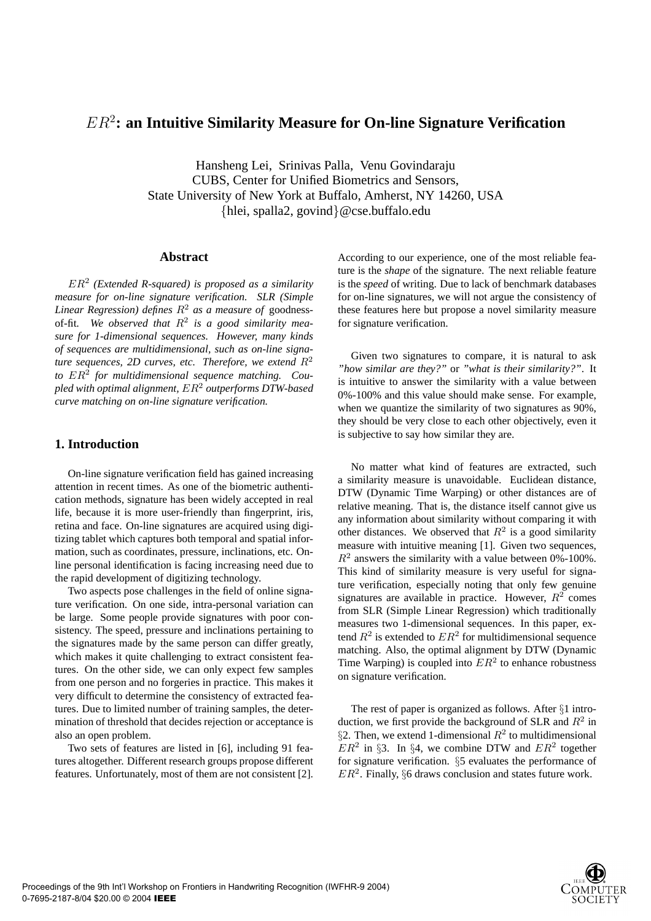# $ER^2$: an Intuitive Similarity Measure for On-line Signature Verification

Hansheng Lei, Srinivas Palla, Venu Govindaraju
CUBS, Center for Unified Biometrics and Sensors,
State University of New York at Buffalo, Amherst, NY 14260, USA
{hlei, spalla2, govind}@cse.buffalo.edu

## Abstract

*$ER^2$ (Extended R-squared) is proposed as a similarity measure for on-line signature verification. SLR (Simple Linear Regression) defines $R^2$ as a measure of* goodness-of-fit. *We observed that $R^2$ is a good similarity measure for 1-dimensional sequences. However, many kinds of sequences are multidimensional, such as on-line signature sequences, 2D curves, etc. Therefore, we extend $R^2$ to $ER^2$ for multidimensional sequence matching. Coupled with optimal alignment, $ER^2$ outperforms DTW-based curve matching on on-line signature verification.*

## 1. Introduction

On-line signature verification field has gained increasing attention in recent times. As one of the biometric authentication methods, signature has been widely accepted in real life, because it is more user-friendly than fingerprint, iris, retina and face. On-line signatures are acquired using digitizing tablet which captures both temporal and spatial information, such as coordinates, pressure, inclinations, etc. On-line personal identification is facing increasing need due to the rapid development of digitizing technology.

Two aspects pose challenges in the field of online signature verification. On one side, intra-personal variation can be large. Some people provide signatures with poor consistency. The speed, pressure and inclinations pertaining to the signatures made by the same person can differ greatly, which makes it quite challenging to extract consistent features. On the other side, we can only expect few samples from one person and no forgeries in practice. This makes it very difficult to determine the consistency of extracted features. Due to limited number of training samples, the determination of threshold that decides rejection or acceptance is also an open problem.

Two sets of features are listed in [6], including 91 features altogether. Different research groups propose different features. Unfortunately, most of them are not consistent [2]. According to our experience, one of the most reliable feature is the *shape* of the signature. The next reliable feature is the *speed* of writing. Due to lack of benchmark databases for on-line signatures, we will not argue the consistency of these features here but propose a novel similarity measure for signature verification.

Given two signatures to compare, it is natural to ask *"how similar are they?"* or *"what is their similarity?"*. It is intuitive to answer the similarity with a value between 0%-100% and this value should make sense. For example, when we quantize the similarity of two signatures as 90%, they should be very close to each other objectively, even it is subjective to say how similar they are.

No matter what kind of features are extracted, such a similarity measure is unavoidable. Euclidean distance, DTW (Dynamic Time Warping) or other distances are of relative meaning. That is, the distance itself cannot give us any information about similarity without comparing it with other distances. We observed that $R^2$ is a good similarity measure with intuitive meaning [1]. Given two sequences, $R^2$ answers the similarity with a value between 0%-100%. This kind of similarity measure is very useful for signature verification, especially noting that only few genuine signatures are available in practice. However, $R^2$ comes from SLR (Simple Linear Regression) which traditionally measures two 1-dimensional sequences. In this paper, extend $R^2$ is extended to $ER^2$ for multidimensional sequence matching. Also, the optimal alignment by DTW (Dynamic Time Warping) is coupled into $ER^2$ to enhance robustness on signature verification.

The rest of paper is organized as follows. After §1 introduction, we first provide the background of SLR and $R^2$ in §2. Then, we extend 1-dimensional $R^2$ to multidimensional $ER^2$ in §3. In §4, we combine DTW and $ER^2$ together for signature verification. §5 evaluates the performance of $ER^2$. Finally, §6 draws conclusion and states future work.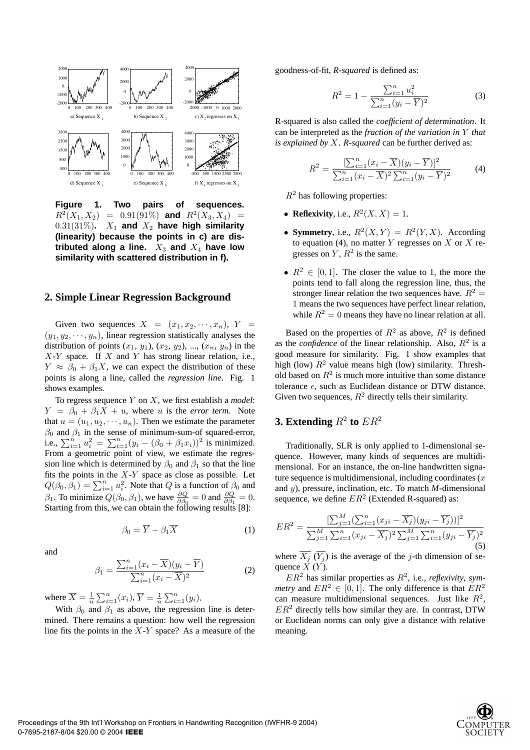**Figure 1. Two pairs of sequences. $R^2(X_1, X_2) = 0.91(91\%)$ and $R^2(X_3, X_4) = 0.31(31\%)$. $X_1$ and $X_2$ have high similarity (linearity) because the points in c) are distributed along a line. $X_3$ and $X_4$ have low similarity with scattered distribution in f).**

## 2. Simple Linear Regression Background

Given two sequences $X = (x_1, x_2, \cdots, x_n)$, $Y = (y_1, y_2, \cdots, y_n)$, linear regression statistically analyses the distribution of points ($x_1$, $y_1$), ($x_2$, $y_2$), ..., ($x_n$, $y_n$) in the $X$-$Y$ space. If $X$ and $Y$ has strong linear relation, i.e., $Y \approx \beta_0 + \beta_1 X$, we can expect the distribution of these points is along a line, called the *regression line*. Fig. 1 shows examples.

To regress sequence $Y$ on $X$, we first establish a *model*: $Y = \beta_0 + \beta_1 X + u$, where $u$ is the *error term*. Note that $u = (u_1, u_2, \cdots, u_n)$. Then we estimate the parameter $\beta_0$ and $\beta_1$ in the sense of minimum-sum-of squared-error, i.e., $\sum_{i=1}^{n} u_i^2 = \sum_{i=1}^{n}(y_i - (\beta_0 + \beta_1 x_i))^2$ is minimized. From a geometric point of view, we estimate the regression line which is determined by $\beta_0$ and $\beta_1$ so that the line fits the points in the $X$-$Y$ space as close as possible. Let $Q(\beta_0, \beta_1) = \sum_{i=1}^{n} u_i^2$. Note that $Q$ is a function of $\beta_0$ and $\beta_1$. To minimize $Q(\beta_0, \beta_1)$, we have $\frac{\partial Q}{\partial \beta_0} = 0$ and $\frac{\partial Q}{\partial \beta_1} = 0$. Starting from this, we can obtain the following results [8]:

$$\beta_0 = \overline{Y} - \beta_1 \overline{X} \tag{1}$$

and

$$\beta_1 = \frac{\sum_{i=1}^{n}(x_i - \overline{X})(y_i - \overline{Y})}{\sum_{i=1}^{n}(x_i - \overline{X})^2} \tag{2}$$

where $\overline{X} = \frac{1}{n}\sum_{i=1}^{n}(x_i)$, $\overline{Y} = \frac{1}{n}\sum_{i=1}^{n}(y_i)$.

With $\beta_0$ and $\beta_1$ as above, the regression line is determined. There remains a question: how well the regression line fits the points in the $X$-$Y$ space? As a measure of the goodness-of-fit, *R-squared* is defined as:

$$R^2 = 1 - \frac{\sum_{i=1}^{n} u_i^2}{\sum_{i=1}^{n}(y_i - \overline{Y})^2} \tag{3}$$

R-squared is also called the *coefficient of determination*. It can be interpreted as the *fraction of the variation in $Y$ that is explained by $X$*. *R-squared* can be further derived as:

$$R^2 = \frac{[\sum_{i=1}^{n}(x_i - \overline{X})(y_i - \overline{Y})]^2}{\sum_{i=1}^{n}(x_i - \overline{X})^2 \sum_{i=1}^{n}(y_i - \overline{Y})^2} \tag{4}$$

$R^2$ has following properties:

- **Reflexivity**, i.e., $R^2(X, X) = 1$.
- **Symmetry**, i.e., $R^2(X, Y) = R^2(Y, X)$. According to equation (4), no matter $Y$ regresses on $X$ or $X$ regresses on $Y$, $R^2$ is the same.
- $R^2 \in [0, 1]$. The closer the value to 1, the more the points tend to fall along the regression line, thus, the stronger linear relation the two sequences have. $R^2 = 1$ means the two sequences have perfect linear relation, while $R^2 = 0$ means they have no linear relation at all.

Based on the properties of $R^2$ as above, $R^2$ is defined as the *confidence* of the linear relationship. Also, $R^2$ is a good measure for similarity. Fig. 1 show examples that high (low) $R^2$ value means high (low) similarity. Threshold based on $R^2$ is much more intuitive than some distance tolerance $\epsilon$, such as Euclidean distance or DTW distance. Given two sequences, $R^2$ directly tells their similarity.

## 3. Extending $R^2$ to $ER^2$

Traditionally, SLR is only applied to 1-dimensional sequence. However, many kinds of sequences are multidimensional. For an instance, the on-line handwritten signature sequence is multidimensional, including coordinates ($x$ and $y$), pressure, inclination, etc. To match *M*-dimensional sequence, we define $ER^2$ (Extended R-squared) as:

$$ER^2 = \frac{[\sum_{j=1}^{M}(\sum_{i=1}^{n}(x_{ji} - \overline{X_j})(y_{ji} - \overline{Y_j}))]^2}{\sum_{j=1}^{M}\sum_{i=1}^{n}(x_{ji} - \overline{X_j})^2 \sum_{j=1}^{M}\sum_{i=1}^{n}(y_{ji} - \overline{Y_j})^2} \tag{5}$$

where $\overline{X_j}$ ($\overline{Y_j}$) is the average of the $j$-th dimension of sequence $X$ ($Y$).

$ER^2$ has similar properties as $R^2$, i.e., *reflexivity*, *symmetry* and $ER^2 \in [0, 1]$. The only difference is that $ER^2$ can measure multidimensional sequences. Just like $R^2$, $ER^2$ directly tells how similar they are. In contrast, DTW or Euclidean norms can only give a distance with relative meaning.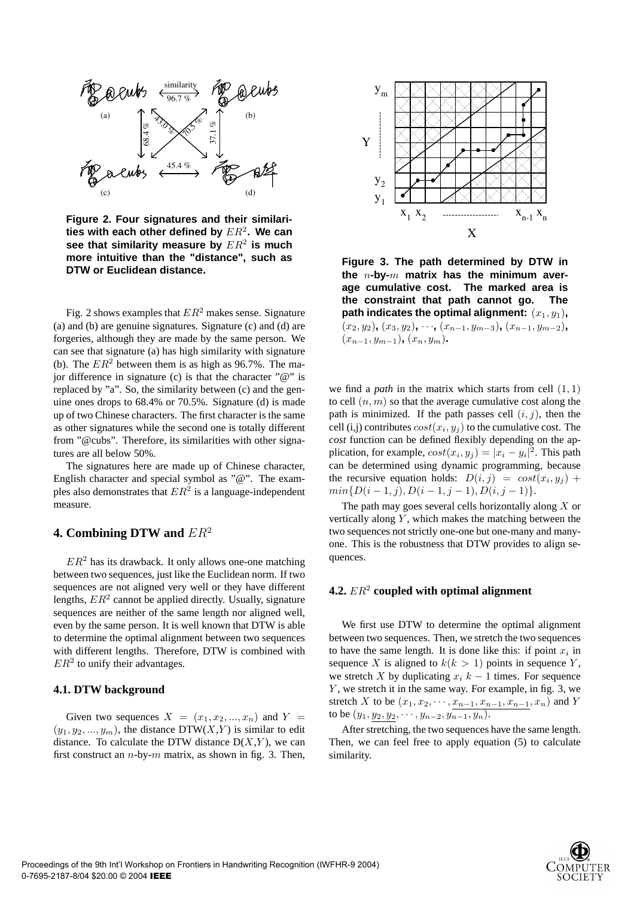Figure 2. Four signatures and their similarities with each other defined by $ER^2$. We can see that similarity measure by $ER^2$ is much more intuitive than the "distance", such as DTW or Euclidean distance.

Fig. 2 shows examples that $ER^2$ makes sense. Signature (a) and (b) are genuine signatures. Signature (c) and (d) are forgeries, although they are made by the same person. We can see that signature (a) has high similarity with signature (b). The $ER^2$ between them is as high as 96.7%. The major difference in signature (c) is that the character "@" is replaced by "a". So, the similarity between (c) and the genuine ones drops to 68.4% or 70.5%. Signature (d) is made up of two Chinese characters. The first character is the same as other signatures while the second one is totally different from "@cubs". Therefore, its similarities with other signatures are all below 50%.

The signatures here are made up of Chinese character, English character and special symbol as "@". The examples also demonstrates that $ER^2$ is a language-independent measure.

## 4. Combining DTW and $ER^2$

$ER^2$ has its drawback. It only allows one-one matching between two sequences, just like the Euclidean norm. If two sequences are not aligned very well or they have different lengths, $ER^2$ cannot be applied directly. Usually, signature sequences are neither of the same length nor aligned well, even by the same person. It is well known that DTW is able to determine the optimal alignment between two sequences with different lengths. Therefore, DTW is combined with $ER^2$ to unify their advantages.

### 4.1. DTW background

Given two sequences $X = (x_1, x_2, ..., x_n)$ and $Y = (y_1, y_2, ..., y_m)$, the distance DTW($X$,$Y$) is similar to edit distance. To calculate the DTW distance D($X$,$Y$), we can first construct an $n$-by-$m$ matrix, as shown in fig. 3. Then, we find a *path* in the matrix which starts from cell $(1, 1)$ to cell $(n, m)$ so that the average cumulative cost along the path is minimized. If the path passes cell $(i, j)$, then the cell (i,j) contributes $cost(x_i, y_j)$ to the cumulative cost. The *cost* function can be defined flexibly depending on the application, for example, $cost(x_i, y_j) = |x_i - y_i|^2$. This path can be determined using dynamic programming, because the recursive equation holds: $D(i, j) = cost(x_i, y_j) + min\{D(i-1, j), D(i-1, j-1), D(i, j-1)\}$.

Figure 3. The path determined by DTW in the $n$-by-$m$ matrix has the minimum average cumulative cost. The marked area is the constraint that path cannot go. The path indicates the optimal alignment: $(x_1, y_1)$, $(x_2, y_2)$, $(x_3, y_2)$, $\cdots$, $(x_{n-1}, y_{m-3})$, $(x_{n-1}, y_{m-2})$, $(x_{n-1}, y_{m-1})$, $(x_n, y_m)$.

The path may goes several cells horizontally along $X$ or vertically along $Y$, which makes the matching between the two sequences not strictly one-one but one-many and many-one. This is the robustness that DTW provides to align sequences.

### 4.2. $ER^2$ coupled with optimal alignment

We first use DTW to determine the optimal alignment between two sequences. Then, we stretch the two sequences to have the same length. It is done like this: if point $x_i$ in sequence $X$ is aligned to $k (k > 1)$ points in sequence $Y$, we stretch $X$ by duplicating $x_i$ $k-1$ times. For sequence $Y$, we stretch it in the same way. For example, in fig. 3, we stretch $X$ to be $(x_1, x_2, \cdots, \underline{x_{n-1}, x_{n-1}, x_{n-1}}, x_n)$ and $Y$ to be $(y_1, \underline{y_2, y_2}, \cdots, y_{n-2}, y_{n-1}, y_n)$.

After stretching, the two sequences have the same length. Then, we can feel free to apply equation (5) to calculate similarity.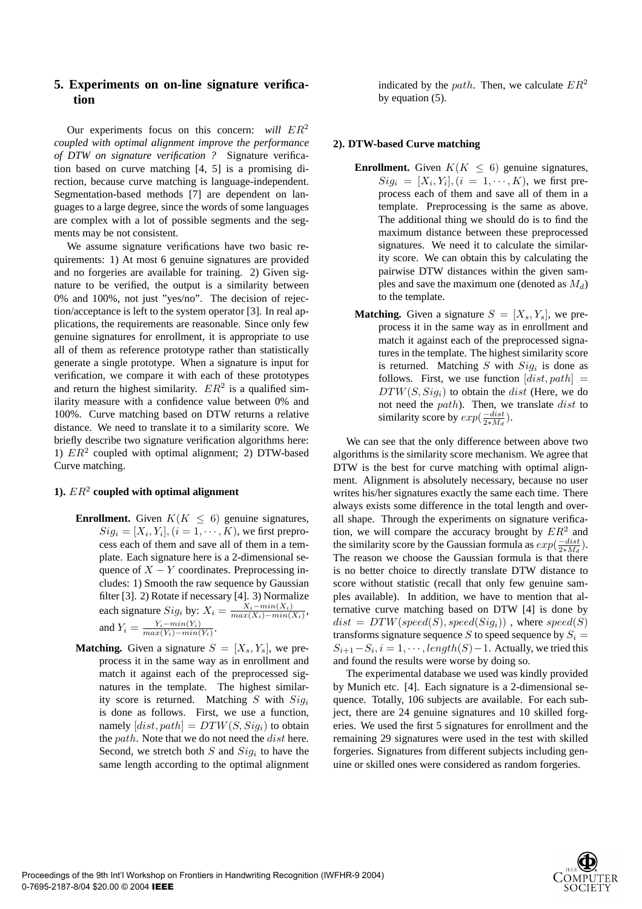## 5. Experiments on on-line signature verification

Our experiments focus on this concern: *will $ER^2$ coupled with optimal alignment improve the performance of DTW on signature verification ?* Signature verification based on curve matching [4, 5] is a promising direction, because curve matching is language-independent. Segmentation-based methods [7] are dependent on languages to a large degree, since the words of some languages are complex with a lot of possible segments and the segments may be not consistent.

We assume signature verifications have two basic requirements: 1) At most 6 genuine signatures are provided and no forgeries are available for training. 2) Given signature to be verified, the output is a similarity between 0% and 100%, not just "yes/no". The decision of rejection/acceptance is left to the system operator [3]. In real applications, the requirements are reasonable. Since only few genuine signatures for enrollment, it is appropriate to use all of them as reference prototype rather than statistically generate a single prototype. When a signature is input for verification, we compare it with each of these prototypes and return the highest similarity. $ER^2$ is a qualified similarity measure with a confidence value between 0% and 100%. Curve matching based on DTW returns a relative distance. We need to translate it to a similarity score. We briefly describe two signature verification algorithms here: 1) $ER^2$ coupled with optimal alignment; 2) DTW-based Curve matching.

#### 1). $ER^2$ coupled with optimal alignment

- **Enrollment.** Given $K (K \leq 6)$ genuine signatures, $Sig_i = [X_i, Y_i], (i = 1, \cdots, K)$, we first preprocess each of them and save all of them in a template. Each signature here is a 2-dimensional sequence of $X - Y$ coordinates. Preprocessing includes: 1) Smooth the raw sequence by Gaussian filter [3]. 2) Rotate if necessary [4]. 3) Normalize each signature $Sig_i$ by: $X_i = \frac{X_i - min(X_i)}{max(X_i) - min(X_i)}$, and $Y_i = \frac{Y_i - min(Y_i)}{max(Y_i) - min(Y_i)}$.
- **Matching.** Given a signature $S = [X_s, Y_s]$, we preprocess it in the same way as in enrollment and match it against each of the preprocessed signatures in the template. The highest similarity score is returned. Matching $S$ with $Sig_i$ is done as follows. First, we use a function, namely $[dist, path] = DTW(S, Sig_i)$ to obtain the $path$. Note that we do not need the $dist$ here. Second, we stretch both $S$ and $Sig_i$ to have the same length according to the optimal alignment indicated by the $path$. Then, we calculate $ER^2$ by equation (5).

#### 2). DTW-based Curve matching

- **Enrollment.** Given $K (K \leq 6)$ genuine signatures, $Sig_i = [X_i, Y_i], (i = 1, \cdots, K)$, we first preprocess each of them and save all of them in a template. Preprocessing is the same as above. The additional thing we should do is to find the maximum distance between these preprocessed signatures. We need it to calculate the similarity score. We can obtain this by calculating the pairwise DTW distances within the given samples and save the maximum one (denoted as $M_d$) to the template.
- **Matching.** Given a signature $S = [X_s, Y_s]$, we preprocess it in the same way as in enrollment and match it against each of the preprocessed signatures in the template. The highest similarity score is returned. Matching $S$ with $Sig_i$ is done as follows. First, we use function $[dist, path] = DTW(S, Sig_i)$ to obtain the $dist$ (Here, we do not need the $path$). Then, we translate $dist$ to similarity score by $exp(\frac{-dist}{2*M_d})$.

We can see that the only difference between above two algorithms is the similarity score mechanism. We agree that DTW is the best for curve matching with optimal alignment. Alignment is absolutely necessary, because no user writes his/her signatures exactly the same each time. There always exists some difference in the total length and overall shape. Through the experiments on signature verification, we will compare the accuracy brought by $ER^2$ and the similarity score by the Gaussian formula as $exp(\frac{-dist}{2*M_d})$. The reason we choose the Gaussian formula is that there is no better choice to directly translate DTW distance to score without statistic (recall that only few genuine samples available). In addition, we have to mention that alternative curve matching based on DTW [4] is done by $dist = DTW(speed(S), speed(Sig_i))$ , where $speed(S)$ transforms signature sequence $S$ to speed sequence by $S_i = S_{i+1} - S_i, i = 1, \cdots, length(S) - 1$. Actually, we tried this and found the results were worse by doing so.

The experimental database we used was kindly provided by Munich etc. [4]. Each signature is a 2-dimensional sequence. Totally, 106 subjects are available. For each subject, there are 24 genuine signatures and 10 skilled forgeries. We used the first 5 signatures for enrollment and the remaining 29 signatures were used in the test with skilled forgeries. Signatures from different subjects including genuine or skilled ones were considered as random forgeries.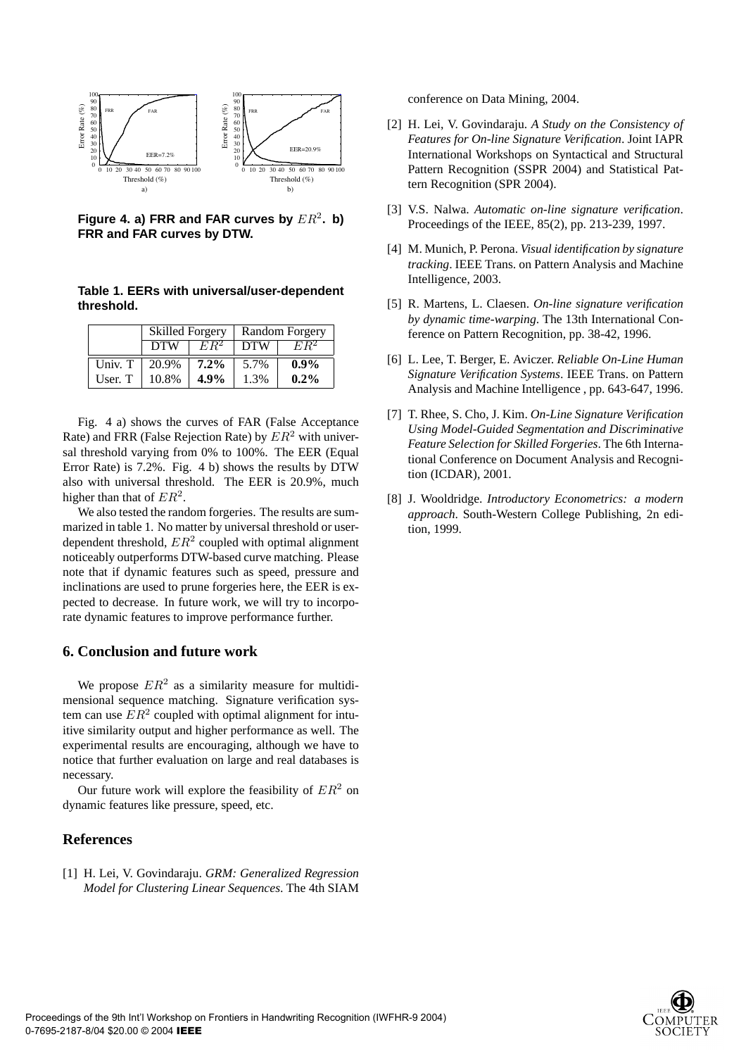Error Rate (%)

100 90 80 70 60 50 40 30 20 10 0

FRR

FAR

EER=7.2%

0 10 20 30 40 50 60 70 80 90 100

Threshold (%)

a)

Error Rate (%)

100 90 80 70 60 50 40 30 20 10 0

FRR

FAR

EER=20.9%

0 10 20 30 40 50 60 70 80 90 100

Threshold (%)

b)

**Figure 4. a) FRR and FAR curves by $ER^2$. b) FRR and FAR curves by DTW.**

**Table 1. EERs with universal/user-dependent threshold.**

| | Skilled Forgery | | Random Forgery | |
|---|---|---|---|---|
| | DTW | $ER^2$ | DTW | $ER^2$ |
| Univ. T | 20.9% | **7.2%** | 5.7% | **0.9%** |
| User. T | 10.8% | **4.9%** | 1.3% | **0.2%** |

Fig. 4 a) shows the curves of FAR (False Acceptance Rate) and FRR (False Rejection Rate) by $ER^2$ with universal threshold varying from 0% to 100%. The EER (Equal Error Rate) is 7.2%. Fig. 4 b) shows the results by DTW also with universal threshold. The EER is 20.9%, much higher than that of $ER^2$.

We also tested the random forgeries. The results are summarized in table 1. No matter by universal threshold or user-dependent threshold, $ER^2$ coupled with optimal alignment noticeably outperforms DTW-based curve matching. Please note that if dynamic features such as speed, pressure and inclinations are used to prune forgeries here, the EER is expected to decrease. In future work, we will try to incorporate dynamic features to improve performance further.

## 6. Conclusion and future work

We propose $ER^2$ as a similarity measure for multidimensional sequence matching. Signature verification system can use $ER^2$ coupled with optimal alignment for intuitive similarity output and higher performance as well. The experimental results are encouraging, although we have to notice that further evaluation on large and real databases is necessary.

Our future work will explore the feasibility of $ER^2$ on dynamic features like pressure, speed, etc.

## References

[1] H. Lei, V. Govindaraju. *GRM: Generalized Regression Model for Clustering Linear Sequences*. The 4th SIAM conference on Data Mining, 2004.

[2] H. Lei, V. Govindaraju. *A Study on the Consistency of Features for On-line Signature Verification*. Joint IAPR International Workshops on Syntactical and Structural Pattern Recognition (SSPR 2004) and Statistical Pattern Recognition (SPR 2004).

[3] V.S. Nalwa. *Automatic on-line signature verification*. Proceedings of the IEEE, 85(2), pp. 213-239, 1997.

[4] M. Munich, P. Perona. *Visual identification by signature tracking*. IEEE Trans. on Pattern Analysis and Machine Intelligence, 2003.

[5] R. Martens, L. Claesen. *On-line signature verification by dynamic time-warping*. The 13th International Conference on Pattern Recognition, pp. 38-42, 1996.

[6] L. Lee, T. Berger, E. Aviczer. *Reliable On-Line Human Signature Verification Systems*. IEEE Trans. on Pattern Analysis and Machine Intelligence , pp. 643-647, 1996.

[7] T. Rhee, S. Cho, J. Kim. *On-Line Signature Verification Using Model-Guided Segmentation and Discriminative Feature Selection for Skilled Forgeries*. The 6th International Conference on Document Analysis and Recognition (ICDAR), 2001.

[8] J. Wooldridge. *Introductory Econometrics: a modern approach*. South-Western College Publishing, 2n edition, 1999.